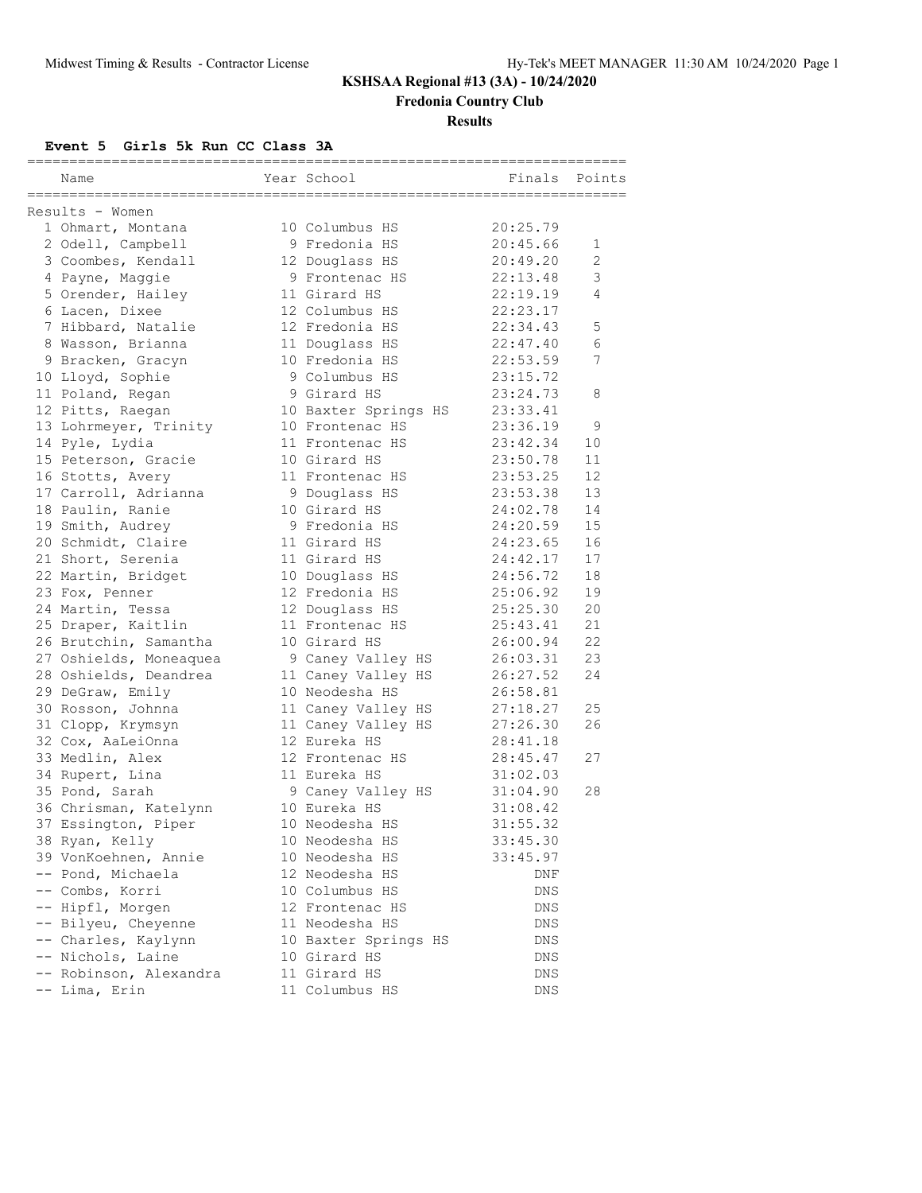# KSHSAA Regional #13 (3A) - 10/24/2020

## Fredonia Country Club

### Results

**Event 5 Girls 5k Run CC Class 3A**

Results - Women

| | Name | Year | School | Finals | Points |
|---|---|---|---|---|---|
| 1 | Ohmart, Montana | 10 | Columbus HS | 20:25.79 | |
| 2 | Odell, Campbell | 9 | Fredonia HS | 20:45.66 | 1 |
| 3 | Coombes, Kendall | 12 | Douglass HS | 20:49.20 | 2 |
| 4 | Payne, Maggie | 9 | Frontenac HS | 22:13.48 | 3 |
| 5 | Orender, Hailey | 11 | Girard HS | 22:19.19 | 4 |
| 6 | Lacen, Dixee | 12 | Columbus HS | 22:23.17 | |
| 7 | Hibbard, Natalie | 12 | Fredonia HS | 22:34.43 | 5 |
| 8 | Wasson, Brianna | 11 | Douglass HS | 22:47.40 | 6 |
| 9 | Bracken, Gracyn | 10 | Fredonia HS | 22:53.59 | 7 |
| 10 | Lloyd, Sophie | 9 | Columbus HS | 23:15.72 | |
| 11 | Poland, Regan | 9 | Girard HS | 23:24.73 | 8 |
| 12 | Pitts, Raegan | 10 | Baxter Springs HS | 23:33.41 | |
| 13 | Lohrmeyer, Trinity | 10 | Frontenac HS | 23:36.19 | 9 |
| 14 | Pyle, Lydia | 11 | Frontenac HS | 23:42.34 | 10 |
| 15 | Peterson, Gracie | 10 | Girard HS | 23:50.78 | 11 |
| 16 | Stotts, Avery | 11 | Frontenac HS | 23:53.25 | 12 |
| 17 | Carroll, Adrianna | 9 | Douglass HS | 23:53.38 | 13 |
| 18 | Paulin, Ranie | 10 | Girard HS | 24:02.78 | 14 |
| 19 | Smith, Audrey | 9 | Fredonia HS | 24:20.59 | 15 |
| 20 | Schmidt, Claire | 11 | Girard HS | 24:23.65 | 16 |
| 21 | Short, Serenia | 11 | Girard HS | 24:42.17 | 17 |
| 22 | Martin, Bridget | 10 | Douglass HS | 24:56.72 | 18 |
| 23 | Fox, Penner | 12 | Fredonia HS | 25:06.92 | 19 |
| 24 | Martin, Tessa | 12 | Douglass HS | 25:25.30 | 20 |
| 25 | Draper, Kaitlin | 11 | Frontenac HS | 25:43.41 | 21 |
| 26 | Brutchin, Samantha | 10 | Girard HS | 26:00.94 | 22 |
| 27 | Oshields, Moneaquea | 9 | Caney Valley HS | 26:03.31 | 23 |
| 28 | Oshields, Deandrea | 11 | Caney Valley HS | 26:27.52 | 24 |
| 29 | DeGraw, Emily | 10 | Neodesha HS | 26:58.81 | |
| 30 | Rosson, Johnna | 11 | Caney Valley HS | 27:18.27 | 25 |
| 31 | Clopp, Krymsyn | 11 | Caney Valley HS | 27:26.30 | 26 |
| 32 | Cox, AaLeiOnna | 12 | Eureka HS | 28:41.18 | |
| 33 | Medlin, Alex | 12 | Frontenac HS | 28:45.47 | 27 |
| 34 | Rupert, Lina | 11 | Eureka HS | 31:02.03 | |
| 35 | Pond, Sarah | 9 | Caney Valley HS | 31:04.90 | 28 |
| 36 | Chrisman, Katelynn | 10 | Eureka HS | 31:08.42 | |
| 37 | Essington, Piper | 10 | Neodesha HS | 31:55.32 | |
| 38 | Ryan, Kelly | 10 | Neodesha HS | 33:45.30 | |
| 39 | VonKoehnen, Annie | 10 | Neodesha HS | 33:45.97 | |
| -- | Pond, Michaela | 12 | Neodesha HS | DNF | |
| -- | Combs, Korri | 10 | Columbus HS | DNS | |
| -- | Hipfl, Morgen | 12 | Frontenac HS | DNS | |
| -- | Bilyeu, Cheyenne | 11 | Neodesha HS | DNS | |
| -- | Charles, Kaylynn | 10 | Baxter Springs HS | DNS | |
| -- | Nichols, Laine | 10 | Girard HS | DNS | |
| -- | Robinson, Alexandra | 11 | Girard HS | DNS | |
| -- | Lima, Erin | 11 | Columbus HS | DNS | |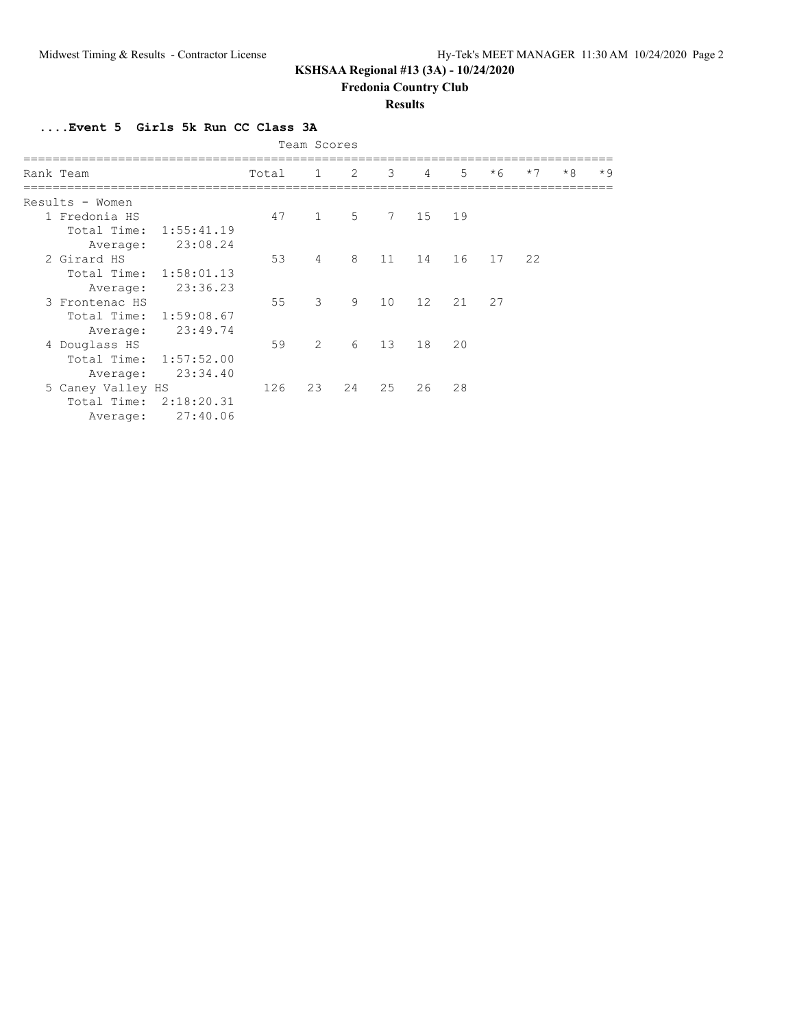## KSHSAA Regional #13 (3A) - 10/24/2020

### Fredonia Country Club

### Results

**....Event 5 Girls 5k Run CC Class 3A**

Team Scores

| Rank | Team | Total | 1 | 2 | 3 | 4 | 5 | *6 | *7 | *8 | *9 |
|---|---|---|---|---|---|---|---|---|---|---|---|
| Results - Women | | | | | | | | | | | |
| 1 | Fredonia HS | 47 | 1 | 5 | 7 | 15 | 19 | | | | |
| | Total Time: 1:55:41.19 | | | | | | | | | | |
| | Average: 23:08.24 | | | | | | | | | | |
| 2 | Girard HS | 53 | 4 | 8 | 11 | 14 | 16 | 17 | 22 | | |
| | Total Time: 1:58:01.13 | | | | | | | | | | |
| | Average: 23:36.23 | | | | | | | | | | |
| 3 | Frontenac HS | 55 | 3 | 9 | 10 | 12 | 21 | 27 | | | |
| | Total Time: 1:59:08.67 | | | | | | | | | | |
| | Average: 23:49.74 | | | | | | | | | | |
| 4 | Douglass HS | 59 | 2 | 6 | 13 | 18 | 20 | | | | |
| | Total Time: 1:57:52.00 | | | | | | | | | | |
| | Average: 23:34.40 | | | | | | | | | | |
| 5 | Caney Valley HS | 126 | 23 | 24 | 25 | 26 | 28 | | | | |
| | Total Time: 2:18:20.31 | | | | | | | | | | |
| | Average: 27:40.06 | | | | | | | | | | |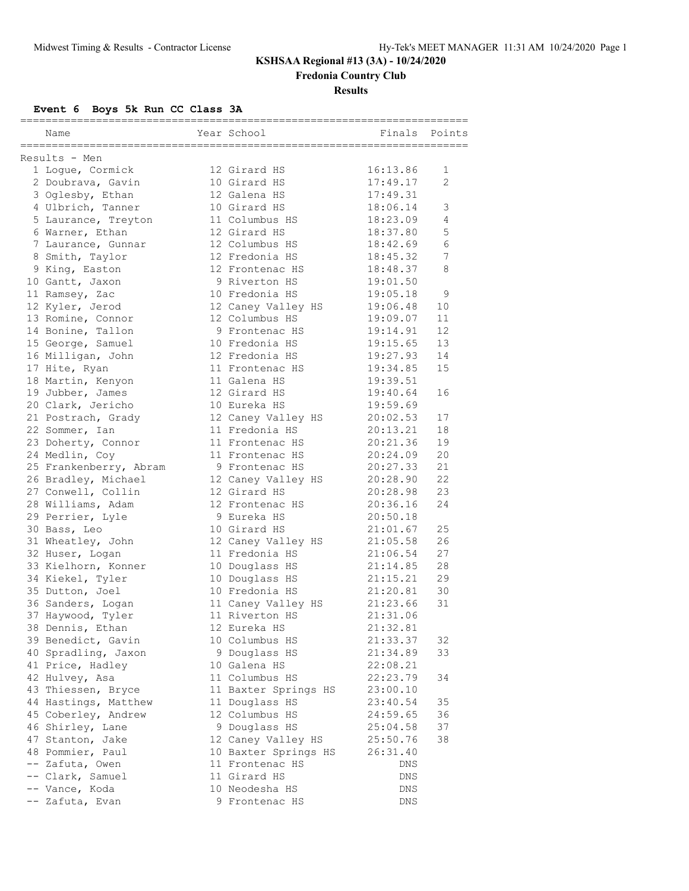# KSHSAA Regional #13 (3A) - 10/24/2020

## Fredonia Country Club

### Results

**Event 6 Boys 5k Run CC Class 3A**

| | Name | Year | School | Finals | Points |
|---|---|---|---|---|---|
| **Results - Men** | | | | | |
| 1 | Logue, Cormick | 12 | Girard HS | 16:13.86 | 1 |
| 2 | Doubrava, Gavin | 10 | Girard HS | 17:49.17 | 2 |
| 3 | Oglesby, Ethan | 12 | Galena HS | 17:49.31 | |
| 4 | Ulbrich, Tanner | 10 | Girard HS | 18:06.14 | 3 |
| 5 | Laurance, Treyton | 11 | Columbus HS | 18:23.09 | 4 |
| 6 | Warner, Ethan | 12 | Girard HS | 18:37.80 | 5 |
| 7 | Laurance, Gunnar | 12 | Columbus HS | 18:42.69 | 6 |
| 8 | Smith, Taylor | 12 | Fredonia HS | 18:45.32 | 7 |
| 9 | King, Easton | 12 | Frontenac HS | 18:48.37 | 8 |
| 10 | Gantt, Jaxon | 9 | Riverton HS | 19:01.50 | |
| 11 | Ramsey, Zac | 10 | Fredonia HS | 19:05.18 | 9 |
| 12 | Kyler, Jerod | 12 | Caney Valley HS | 19:06.48 | 10 |
| 13 | Romine, Connor | 12 | Columbus HS | 19:09.07 | 11 |
| 14 | Bonine, Tallon | 9 | Frontenac HS | 19:14.91 | 12 |
| 15 | George, Samuel | 10 | Fredonia HS | 19:15.65 | 13 |
| 16 | Milligan, John | 12 | Fredonia HS | 19:27.93 | 14 |
| 17 | Hite, Ryan | 11 | Frontenac HS | 19:34.85 | 15 |
| 18 | Martin, Kenyon | 11 | Galena HS | 19:39.51 | |
| 19 | Jubber, James | 12 | Girard HS | 19:40.64 | 16 |
| 20 | Clark, Jericho | 10 | Eureka HS | 19:59.69 | |
| 21 | Postrach, Grady | 12 | Caney Valley HS | 20:02.53 | 17 |
| 22 | Sommer, Ian | 11 | Fredonia HS | 20:13.21 | 18 |
| 23 | Doherty, Connor | 11 | Frontenac HS | 20:21.36 | 19 |
| 24 | Medlin, Coy | 11 | Frontenac HS | 20:24.09 | 20 |
| 25 | Frankenberry, Abram | 9 | Frontenac HS | 20:27.33 | 21 |
| 26 | Bradley, Michael | 12 | Caney Valley HS | 20:28.90 | 22 |
| 27 | Conwell, Collin | 12 | Girard HS | 20:28.98 | 23 |
| 28 | Williams, Adam | 12 | Frontenac HS | 20:36.16 | 24 |
| 29 | Perrier, Lyle | 9 | Eureka HS | 20:50.18 | |
| 30 | Bass, Leo | 10 | Girard HS | 21:01.67 | 25 |
| 31 | Wheatley, John | 12 | Caney Valley HS | 21:05.58 | 26 |
| 32 | Huser, Logan | 11 | Fredonia HS | 21:06.54 | 27 |
| 33 | Kielhorn, Konner | 10 | Douglass HS | 21:14.85 | 28 |
| 34 | Kiekel, Tyler | 10 | Douglass HS | 21:15.21 | 29 |
| 35 | Dutton, Joel | 10 | Fredonia HS | 21:20.81 | 30 |
| 36 | Sanders, Logan | 11 | Caney Valley HS | 21:23.66 | 31 |
| 37 | Haywood, Tyler | 11 | Riverton HS | 21:31.06 | |
| 38 | Dennis, Ethan | 12 | Eureka HS | 21:32.81 | |
| 39 | Benedict, Gavin | 10 | Columbus HS | 21:33.37 | 32 |
| 40 | Spradling, Jaxon | 9 | Douglass HS | 21:34.89 | 33 |
| 41 | Price, Hadley | 10 | Galena HS | 22:08.21 | |
| 42 | Hulvey, Asa | 11 | Columbus HS | 22:23.79 | 34 |
| 43 | Thiessen, Bryce | 11 | Baxter Springs HS | 23:00.10 | |
| 44 | Hastings, Matthew | 11 | Douglass HS | 23:40.54 | 35 |
| 45 | Coberley, Andrew | 12 | Columbus HS | 24:59.65 | 36 |
| 46 | Shirley, Lane | 9 | Douglass HS | 25:04.58 | 37 |
| 47 | Stanton, Jake | 12 | Caney Valley HS | 25:50.76 | 38 |
| 48 | Pommier, Paul | 10 | Baxter Springs HS | 26:31.40 | |
| -- | Zafuta, Owen | 11 | Frontenac HS | DNS | |
| -- | Clark, Samuel | 11 | Girard HS | DNS | |
| -- | Vance, Koda | 10 | Neodesha HS | DNS | |
| -- | Zafuta, Evan | 9 | Frontenac HS | DNS | |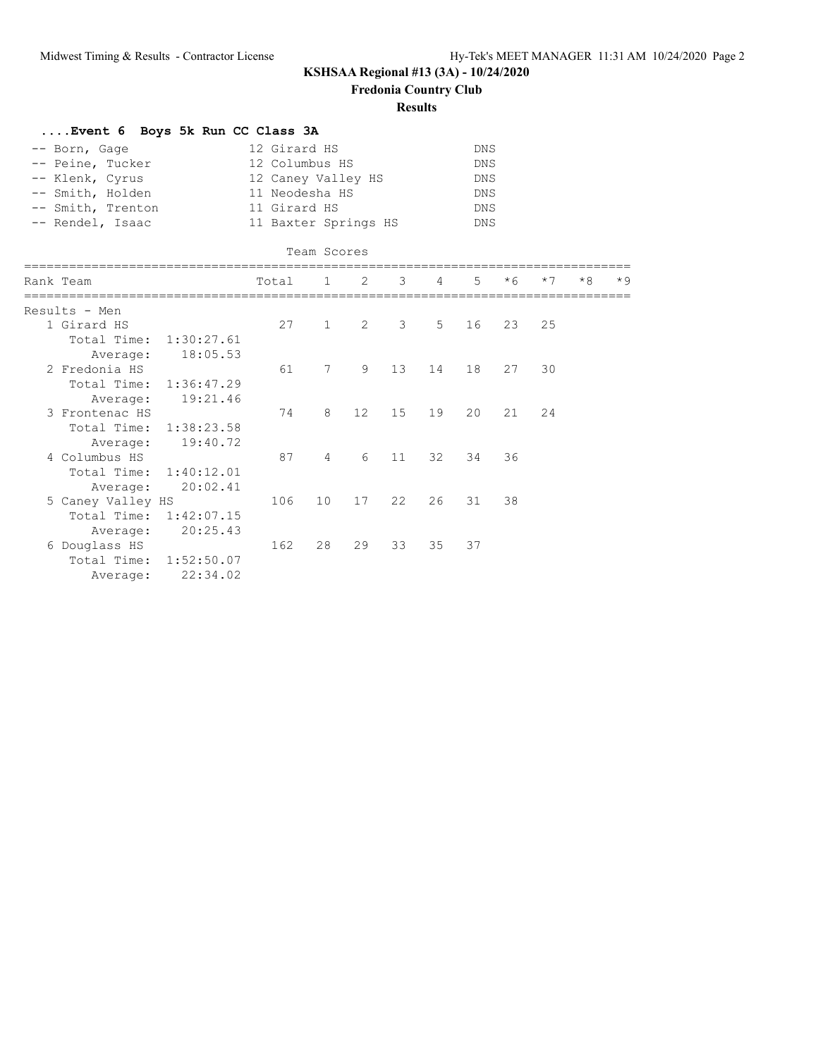# KSHSAA Regional #13 (3A) - 10/24/2020

## Fredonia Country Club

### Results

#### ....Event 6 Boys 5k Run CC Class 3A

| | | | |
|---|---|---|---|
| -- | Born, Gage | 12 Girard HS | DNS |
| -- | Peine, Tucker | 12 Columbus HS | DNS |
| -- | Klenk, Cyrus | 12 Caney Valley HS | DNS |
| -- | Smith, Holden | 11 Neodesha HS | DNS |
| -- | Smith, Trenton | 11 Girard HS | DNS |
| -- | Rendel, Isaac | 11 Baxter Springs HS | DNS |

Team Scores

| Rank | Team | Total | 1 | 2 | 3 | 4 | 5 | *6 | *7 | *8 | *9 |
|---|---|---|---|---|---|---|---|---|---|---|---|
| Results - Men | | | | | | | | | | | |
| 1 | Girard HS | 27 | 1 | 2 | 3 | 5 | 16 | 23 | 25 | | |
| | Total Time: 1:30:27.61 | | | | | | | | | | |
| | Average: 18:05.53 | | | | | | | | | | |
| 2 | Fredonia HS | 61 | 7 | 9 | 13 | 14 | 18 | 27 | 30 | | |
| | Total Time: 1:36:47.29 | | | | | | | | | | |
| | Average: 19:21.46 | | | | | | | | | | |
| 3 | Frontenac HS | 74 | 8 | 12 | 15 | 19 | 20 | 21 | 24 | | |
| | Total Time: 1:38:23.58 | | | | | | | | | | |
| | Average: 19:40.72 | | | | | | | | | | |
| 4 | Columbus HS | 87 | 4 | 6 | 11 | 32 | 34 | 36 | | | |
| | Total Time: 1:40:12.01 | | | | | | | | | | |
| | Average: 20:02.41 | | | | | | | | | | |
| 5 | Caney Valley HS | 106 | 10 | 17 | 22 | 26 | 31 | 38 | | | |
| | Total Time: 1:42:07.15 | | | | | | | | | | |
| | Average: 20:25.43 | | | | | | | | | | |
| 6 | Douglass HS | 162 | 28 | 29 | 33 | 35 | 37 | | | | |
| | Total Time: 1:52:50.07 | | | | | | | | | | |
| | Average: 22:34.02 | | | | | | | | | | |